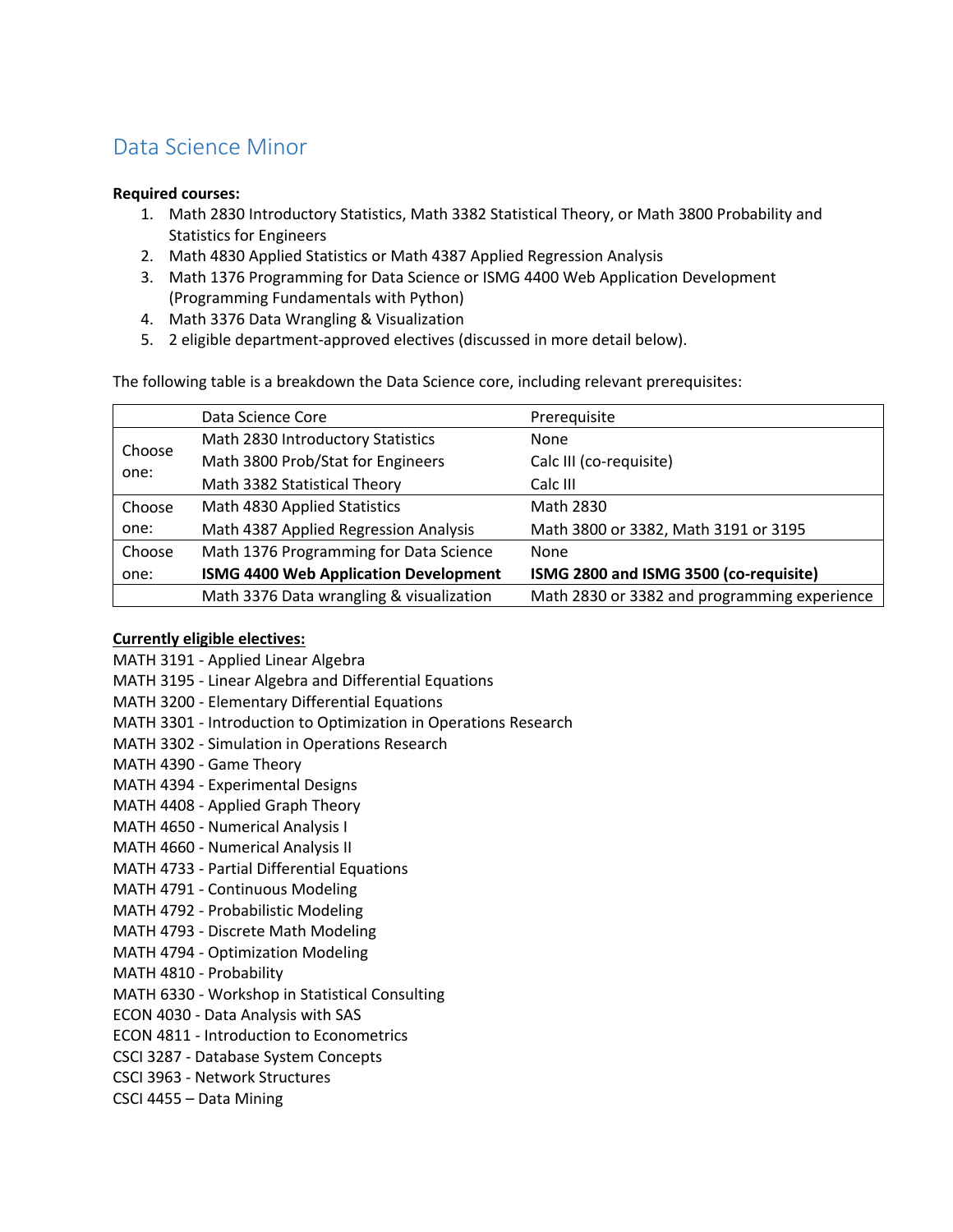# Data Science Minor

**Required courses:**

1. Math 2830 Introductory Statistics, Math 3382 Statistical Theory, or Math 3800 Probability and Statistics for Engineers
2. Math 4830 Applied Statistics or Math 4387 Applied Regression Analysis
3. Math 1376 Programming for Data Science or ISMG 4400 Web Application Development (Programming Fundamentals with Python)
4. Math 3376 Data Wrangling & Visualization
5. 2 eligible department-approved electives (discussed in more detail below).

The following table is a breakdown the Data Science core, including relevant prerequisites:

| | Data Science Core | Prerequisite |
|---|---|---|
| Choose one: | Math 2830 Introductory Statistics | None |
| | Math 3800 Prob/Stat for Engineers | Calc III (co-requisite) |
| | Math 3382 Statistical Theory | Calc III |
| Choose one: | Math 4830 Applied Statistics | Math 2830 |
| | Math 4387 Applied Regression Analysis | Math 3800 or 3382, Math 3191 or 3195 |
| Choose one: | Math 1376 Programming for Data Science | None |
| | **ISMG 4400 Web Application Development** | **ISMG 2800 and ISMG 3500 (co-requisite)** |
| | Math 3376 Data wrangling & visualization | Math 2830 or 3382 and programming experience |

**<u>Currently eligible electives:</u>**

MATH 3191 - Applied Linear Algebra
MATH 3195 - Linear Algebra and Differential Equations
MATH 3200 - Elementary Differential Equations
MATH 3301 - Introduction to Optimization in Operations Research
MATH 3302 - Simulation in Operations Research
MATH 4390 - Game Theory
MATH 4394 - Experimental Designs
MATH 4408 - Applied Graph Theory
MATH 4650 - Numerical Analysis I
MATH 4660 - Numerical Analysis II
MATH 4733 - Partial Differential Equations
MATH 4791 - Continuous Modeling
MATH 4792 - Probabilistic Modeling
MATH 4793 - Discrete Math Modeling
MATH 4794 - Optimization Modeling
MATH 4810 - Probability
MATH 6330 - Workshop in Statistical Consulting
ECON 4030 - Data Analysis with SAS
ECON 4811 - Introduction to Econometrics
CSCI 3287 - Database System Concepts
CSCI 3963 - Network Structures
CSCI 4455 – Data Mining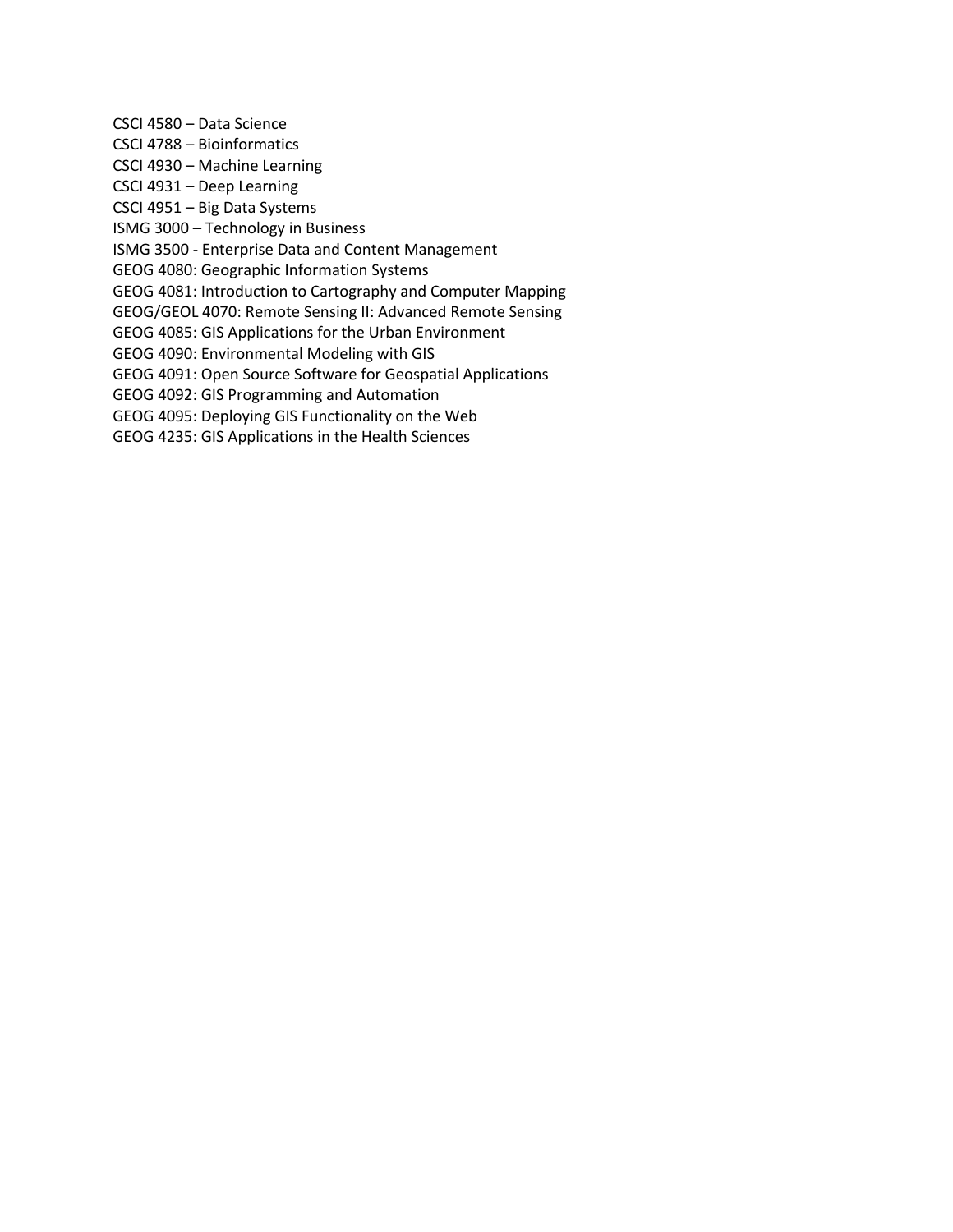CSCI 4580 – Data Science
CSCI 4788 – Bioinformatics
CSCI 4930 – Machine Learning
CSCI 4931 – Deep Learning
CSCI 4951 – Big Data Systems
ISMG 3000 – Technology in Business
ISMG 3500 - Enterprise Data and Content Management
GEOG 4080: Geographic Information Systems
GEOG 4081: Introduction to Cartography and Computer Mapping
GEOG/GEOL 4070: Remote Sensing II: Advanced Remote Sensing
GEOG 4085: GIS Applications for the Urban Environment
GEOG 4090: Environmental Modeling with GIS
GEOG 4091: Open Source Software for Geospatial Applications
GEOG 4092: GIS Programming and Automation
GEOG 4095: Deploying GIS Functionality on the Web
GEOG 4235: GIS Applications in the Health Sciences